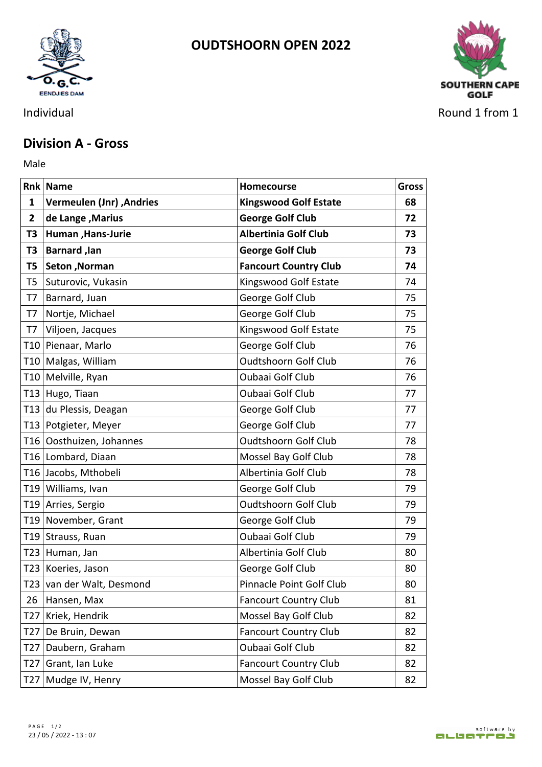# OUDTSHOORN OPEN 2022

Individual

Round 1 from 1

## Division A - Gross

Male

| Rnk | Name | Homecourse | Gross |
|---|---|---|---|
| **1** | **Vermeulen (Jnr) ,Andries** | **Kingswood Golf Estate** | **68** |
| **2** | **de Lange ,Marius** | **George Golf Club** | **72** |
| **T3** | **Human ,Hans-Jurie** | **Albertinia Golf Club** | **73** |
| **T3** | **Barnard ,Ian** | **George Golf Club** | **73** |
| **T5** | **Seton ,Norman** | **Fancourt Country Club** | **74** |
| T5 | Suturovic, Vukasin | Kingswood Golf Estate | 74 |
| T7 | Barnard, Juan | George Golf Club | 75 |
| T7 | Nortje, Michael | George Golf Club | 75 |
| T7 | Viljoen, Jacques | Kingswood Golf Estate | 75 |
| T10 | Pienaar, Marlo | George Golf Club | 76 |
| T10 | Malgas, William | Oudtshoorn Golf Club | 76 |
| T10 | Melville, Ryan | Oubaai Golf Club | 76 |
| T13 | Hugo, Tiaan | Oubaai Golf Club | 77 |
| T13 | du Plessis, Deagan | George Golf Club | 77 |
| T13 | Potgieter, Meyer | George Golf Club | 77 |
| T16 | Oosthuizen, Johannes | Oudtshoorn Golf Club | 78 |
| T16 | Lombard, Diaan | Mossel Bay Golf Club | 78 |
| T16 | Jacobs, Mthobeli | Albertinia Golf Club | 78 |
| T19 | Williams, Ivan | George Golf Club | 79 |
| T19 | Arries, Sergio | Oudtshoorn Golf Club | 79 |
| T19 | November, Grant | George Golf Club | 79 |
| T19 | Strauss, Ruan | Oubaai Golf Club | 79 |
| T23 | Human, Jan | Albertinia Golf Club | 80 |
| T23 | Koeries, Jason | George Golf Club | 80 |
| T23 | van der Walt, Desmond | Pinnacle Point Golf Club | 80 |
| 26 | Hansen, Max | Fancourt Country Club | 81 |
| T27 | Kriek, Hendrik | Mossel Bay Golf Club | 82 |
| T27 | De Bruin, Dewan | Fancourt Country Club | 82 |
| T27 | Daubern, Graham | Oubaai Golf Club | 82 |
| T27 | Grant, Ian Luke | Fancourt Country Club | 82 |
| T27 | Mudge IV, Henry | Mossel Bay Golf Club | 82 |

23 / 05 / 2022 - 13 : 07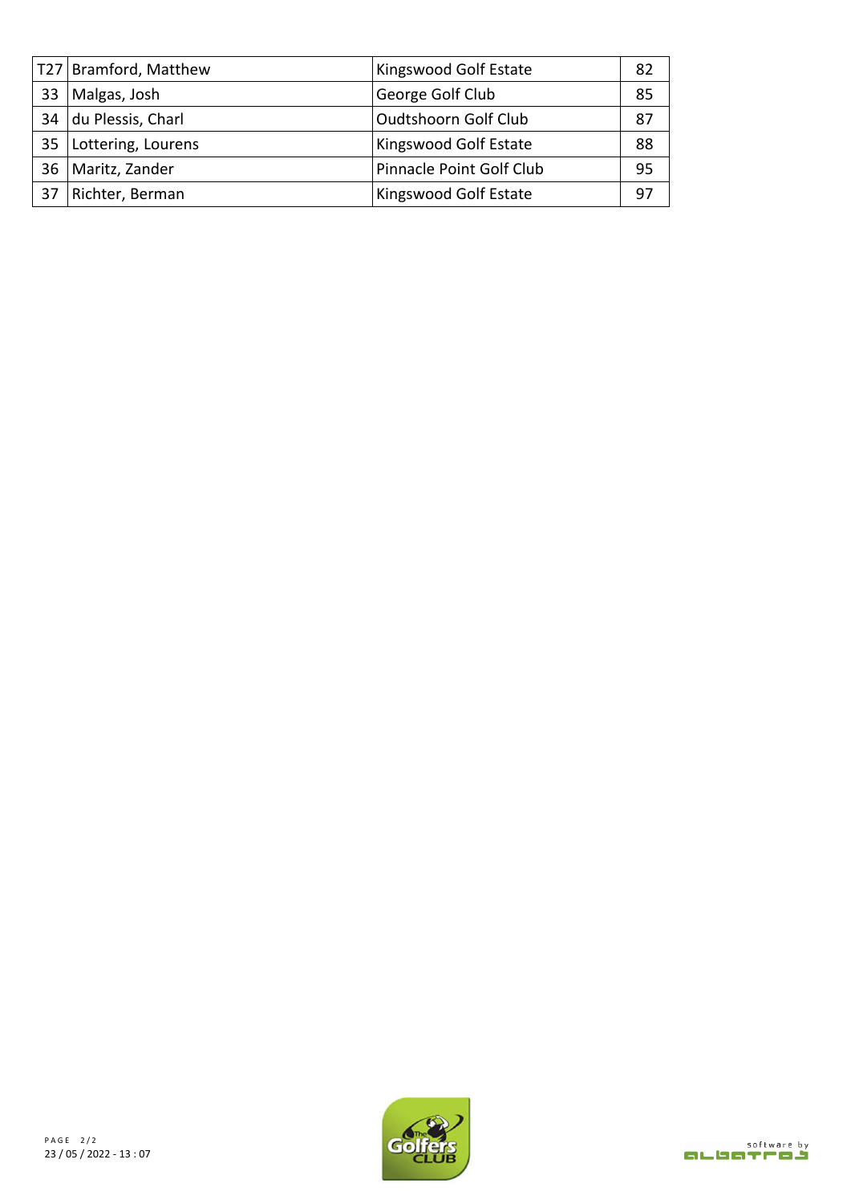| | | | |
|---|---|---|---|
| T27 | Bramford, Matthew | Kingswood Golf Estate | 82 |
| 33 | Malgas, Josh | George Golf Club | 85 |
| 34 | du Plessis, Charl | Oudtshoorn Golf Club | 87 |
| 35 | Lottering, Lourens | Kingswood Golf Estate | 88 |
| 36 | Maritz, Zander | Pinnacle Point Golf Club | 95 |
| 37 | Richter, Berman | Kingswood Golf Estate | 97 |

23 / 05 / 2022 - 13 : 07